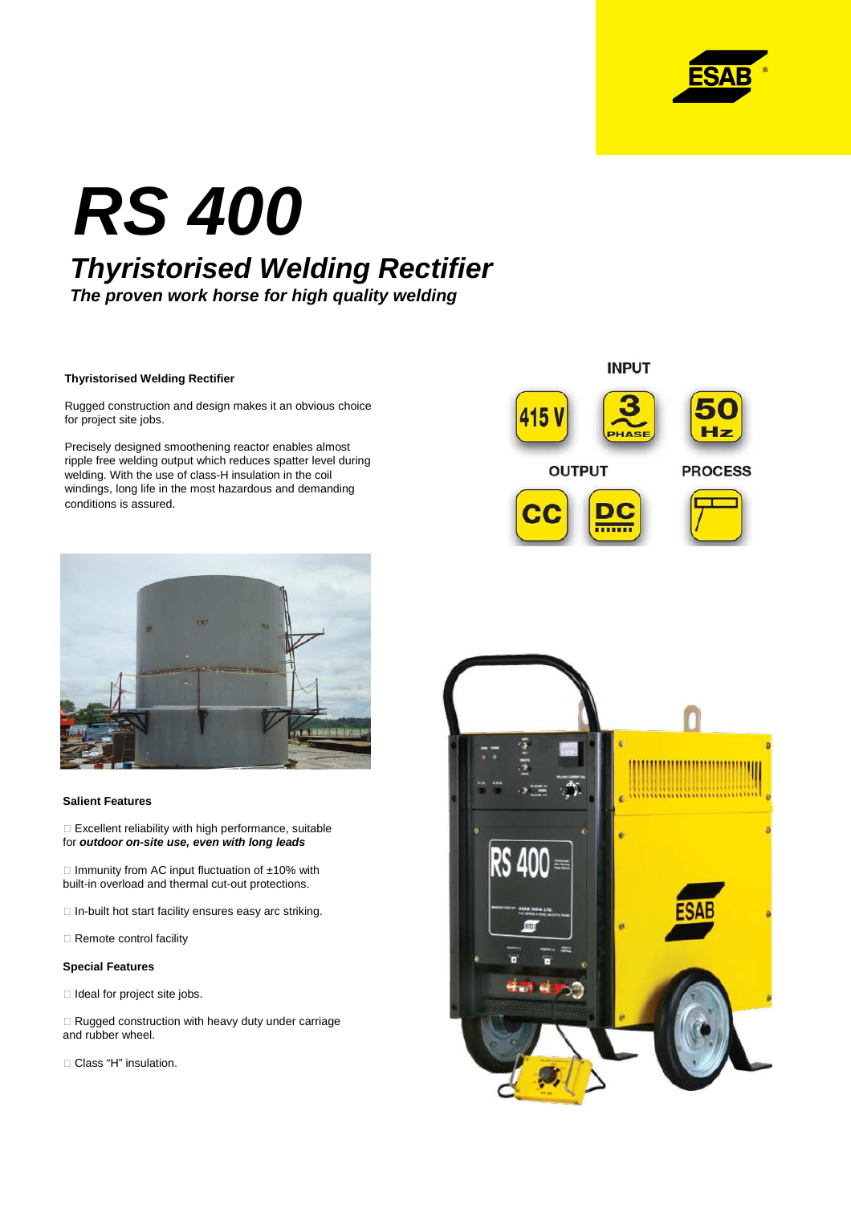# RS 400

## Thyristorised Welding Rectifier

***The proven work horse for high quality welding***

**Thyristorised Welding Rectifier**

Rugged construction and design makes it an obvious choice for project site jobs.

Precisely designed smoothening reactor enables almost ripple free welding output which reduces spatter level during welding. With the use of class-H insulation in the coil windings, long life in the most hazardous and demanding conditions is assured.

INPUT

415 V

3 PHASE

50 Hz

OUTPUT

CC

DC

PROCESS

**Salient Features**

- Excellent reliability with high performance, suitable for ***outdoor on-site use, even with long leads***
- Immunity from AC input fluctuation of ±10% with built-in overload and thermal cut-out protections.
- In-built hot start facility ensures easy arc striking.
- Remote control facility

**Special Features**

- Ideal for project site jobs.
- Rugged construction with heavy duty under carriage and rubber wheel.
- Class "H" insulation.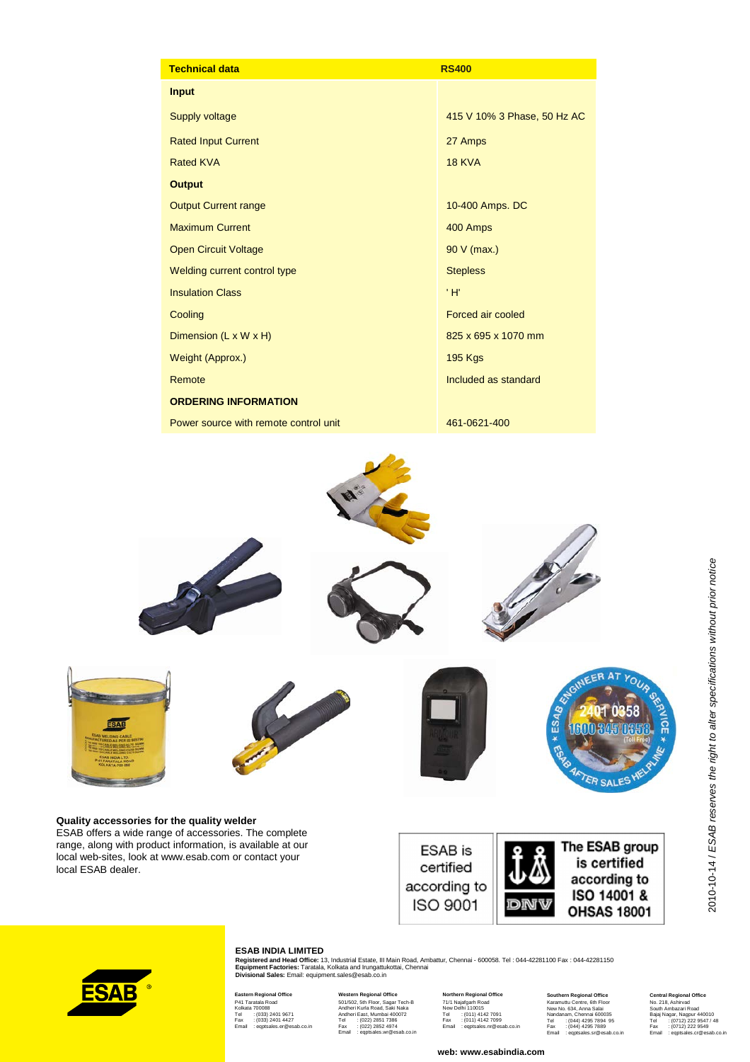| Technical data | RS400 |
| --- | --- |
| **Input** | |
| Supply voltage | 415 V 10% 3 Phase, 50 Hz AC |
| Rated Input Current | 27 Amps |
| Rated KVA | 18 KVA |
| **Output** | |
| Output Current range | 10-400 Amps. DC |
| Maximum Current | 400 Amps |
| Open Circuit Voltage | 90 V (max.) |
| Welding current control type | Stepless |
| Insulation Class | ' H' |
| Cooling | Forced air cooled |
| Dimension (L x W x H) | 825 x 695 x 1070 mm |
| Weight (Approx.) | 195 Kgs |
| Remote | Included as standard |
| **ORDERING INFORMATION** | |
| Power source with remote control unit | 461-0621-400 |

**Quality accessories for the quality welder**

ESAB offers a wide range of accessories. The complete range, along with product information, is available at our local web-sites, look at www.esab.com or contact your local ESAB dealer.

ESAB is certified according to ISO 9001

The ESAB group is certified according to ISO 14001 & OHSAS 18001

2010-10-14 / ESAB reserves the right to alter specifications without prior notice

**ESAB INDIA LIMITED**

**Registered and Head Office:** 13, Industrial Estate, III Main Road, Ambattur, Chennai - 600058. Tel : 044-42281100 Fax : 044-42281150
**Equipment Factories:** Taratala, Kolkata and Irungattukottai, Chennai
**Divisional Sales:** Email: equipment.sales@esab.co.in

**Eastern Regional Office**
P41 Taratala Road
Kolkata 700088
Tel : (033) 2401 9671
Fax : (033) 2401 4427
Email : eqptsales.er@esab.co.in

**Western Regional Office**
501/502, 5th Floor, Sagar Tech-B
Andheri Kurla Road, Saki Naka
Andheri East, Mumbai 400072
Tel : (022) 2851 7386
Fax : (022) 2852 4974
Email : eqptsales.wr@esab.co.in

**Northern Regional Office**
71/1 Najafgarh Road
New Delhi 110015
Tel : (011) 4142 7091
Fax : (011) 4142 7099
Email : eqptsales.nr@esab.co.in

**Southern Regional Office**
Karamuttu Centre, 6th Floor
New No. 634, Anna Salai
Nandanam, Chennai 600035
Tel : (044) 4295 7894 95
Fax : (044) 4295 7889
Email : eqptsales.sr@esab.co.in

**Central Regional Office**
No. 218, Ashirvad
South Ambazari Road
Bajaj Nagar, Nagpur 440010
Tel : (0712) 222 9547 / 48
Fax : (0712) 222 9549
Email : eqptsales.cr@esab.co.in

**web: www.esabindia.com**